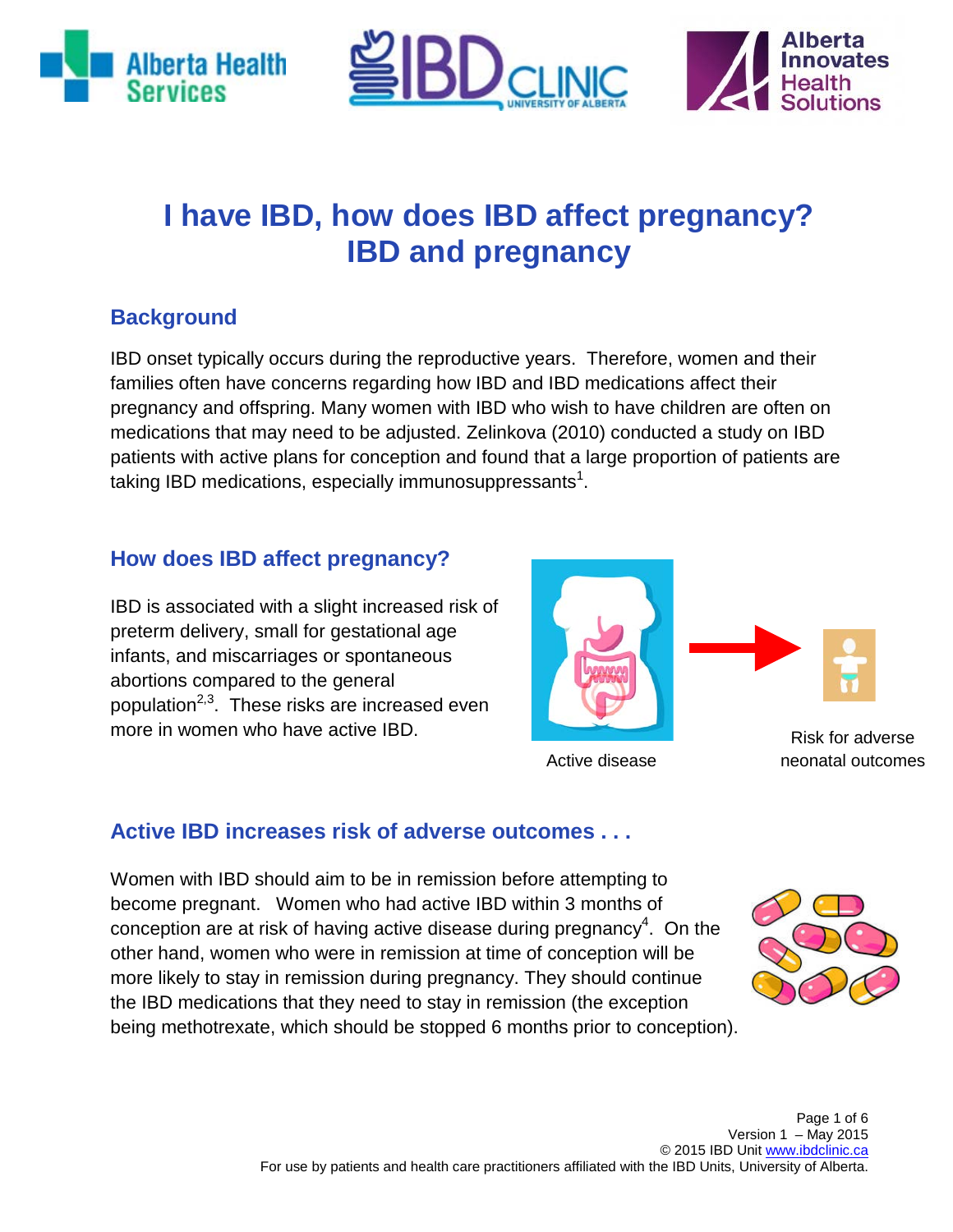# I have IBD, how does IBD affect pregnancy? IBD and pregnancy

## Background

IBD onset typically occurs during the reproductive years. Therefore, women and their families often have concerns regarding how IBD and IBD medications affect their pregnancy and offspring. Many women with IBD who wish to have children are often on medications that may need to be adjusted. Zelinkova (2010) conducted a study on IBD patients with active plans for conception and found that a large proportion of patients are taking IBD medications, especially immunosuppressants[1].

## How does IBD affect pregnancy?

IBD is associated with a slight increased risk of preterm delivery, small for gestational age infants, and miscarriages or spontaneous abortions compared to the general population[2,3]. These risks are increased even more in women who have active IBD.

Active disease

Risk for adverse neonatal outcomes

## Active IBD increases risk of adverse outcomes . . .

Women with IBD should aim to be in remission before attempting to become pregnant. Women who had active IBD within 3 months of conception are at risk of having active disease during pregnancy[4]. On the other hand, women who were in remission at time of conception will be more likely to stay in remission during pregnancy. They should continue the IBD medications that they need to stay in remission (the exception being methotrexate, which should be stopped 6 months prior to conception).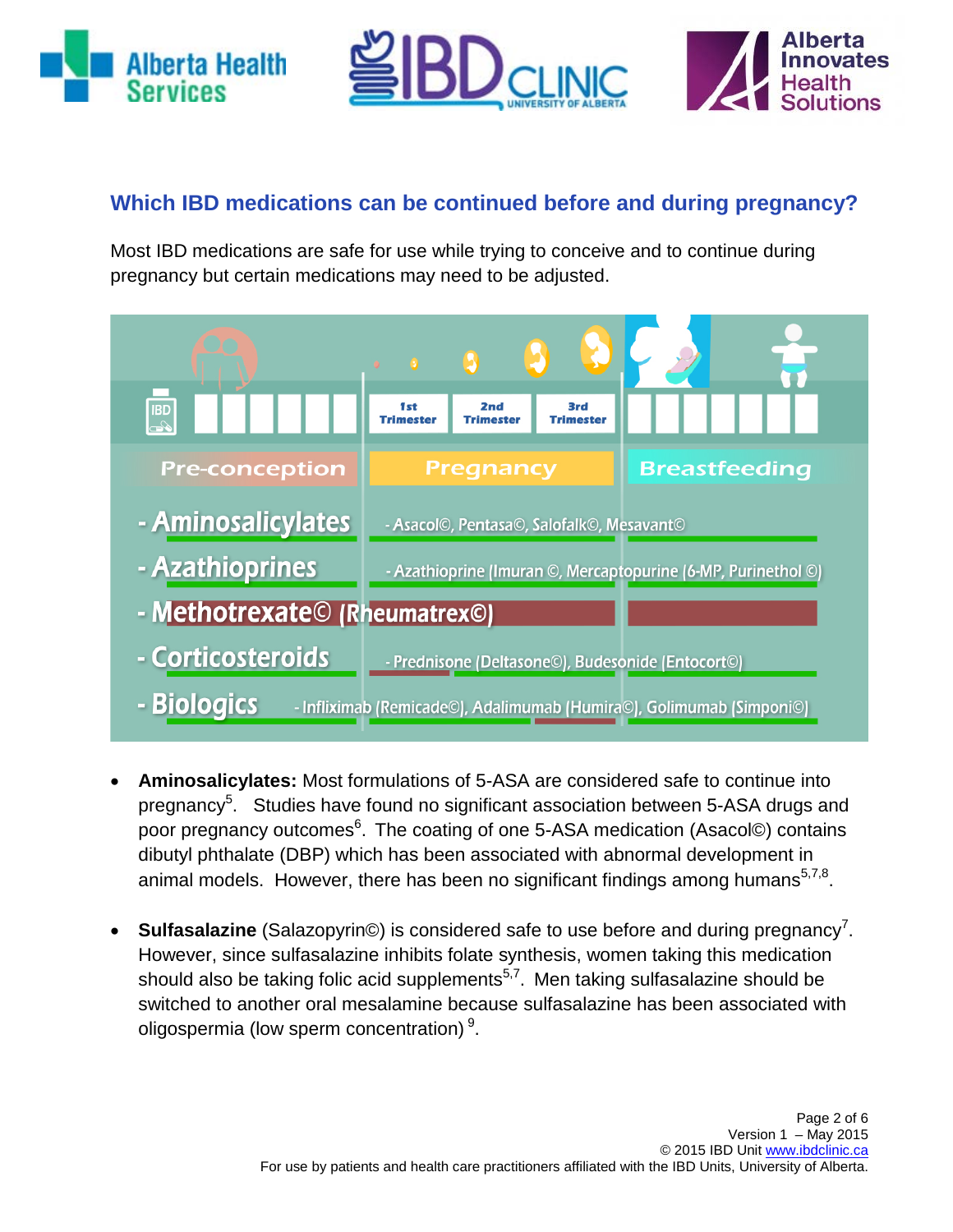## Which IBD medications can be continued before and during pregnancy?

Most IBD medications are safe for use while trying to conceive and to continue during pregnancy but certain medications may need to be adjusted.

| | Pre-conception | Pregnancy (1st Trimester, 2nd Trimester, 3rd Trimester) | Breastfeeding |
|---|---|---|---|
| - Aminosalicylates | | - Asacol©, Pentasa©, Salofalk©, Mesavant© | |
| - Azathioprines | | - Azathioprine (Imuran ©, Mercaptopurine (6-MP, Purinethol ©) | |
| - Methotrexate© (Rheumatrex©) | | | |
| - Corticosteroids | | - Prednisone (Deltasone©), Budesonide (Entocort©) | |
| - Biologics | | - Infliximab (Remicade©), Adalimumab (Humira©), Golimumab (Simponi©) | |

- **Aminosalicylates:** Most formulations of 5-ASA are considered safe to continue into pregnancy[5]. Studies have found no significant association between 5-ASA drugs and poor pregnancy outcomes[6]. The coating of one 5-ASA medication (Asacol©) contains dibutyl phthalate (DBP) which has been associated with abnormal development in animal models. However, there has been no significant findings among humans[5,7,8].

- **Sulfasalazine** (Salazopyrin©) is considered safe to use before and during pregnancy[7]. However, since sulfasalazine inhibits folate synthesis, women taking this medication should also be taking folic acid supplements[5,7]. Men taking sulfasalazine should be switched to another oral mesalamine because sulfasalazine has been associated with oligospermia (low sperm concentration) [9].

Version 1 – May 2015
© 2015 IBD Unit www.ibdclinic.ca
For use by patients and health care practitioners affiliated with the IBD Units, University of Alberta.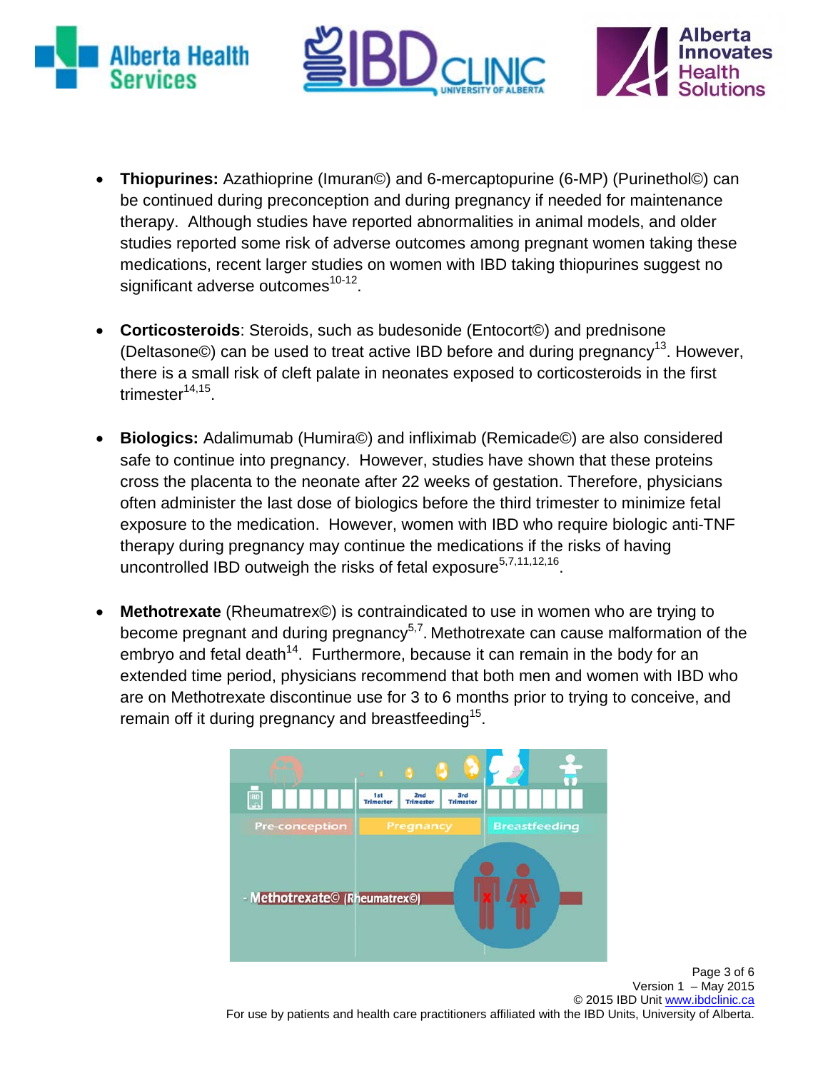- **Thiopurines:** Azathioprine (Imuran©) and 6-mercaptopurine (6-MP) (Purinethol©) can be continued during preconception and during pregnancy if needed for maintenance therapy. Although studies have reported abnormalities in animal models, and older studies reported some risk of adverse outcomes among pregnant women taking these medications, recent larger studies on women with IBD taking thiopurines suggest no significant adverse outcomes[10-12].

- **Corticosteroids**: Steroids, such as budesonide (Entocort©) and prednisone (Deltasone©) can be used to treat active IBD before and during pregnancy[13]. However, there is a small risk of cleft palate in neonates exposed to corticosteroids in the first trimester[14,15].

- **Biologics:** Adalimumab (Humira©) and infliximab (Remicade©) are also considered safe to continue into pregnancy. However, studies have shown that these proteins cross the placenta to the neonate after 22 weeks of gestation. Therefore, physicians often administer the last dose of biologics before the third trimester to minimize fetal exposure to the medication. However, women with IBD who require biologic anti-TNF therapy during pregnancy may continue the medications if the risks of having uncontrolled IBD outweigh the risks of fetal exposure[5,7,11,12,16].

- **Methotrexate** (Rheumatrex©) is contraindicated to use in women who are trying to become pregnant and during pregnancy[5,7]. Methotrexate can cause malformation of the embryo and fetal death[14]. Furthermore, because it can remain in the body for an extended time period, physicians recommend that both men and women with IBD who are on Methotrexate discontinue use for 3 to 6 months prior to trying to conceive, and remain off it during pregnancy and breastfeeding[15].

Pre-conception | 1st Trimester | 2nd Trimester | 3rd Trimester | Pregnancy | Breastfeeding

- Methotrexate© (Rheumatrex©)

© 2015 IBD Unit www.ibdclinic.ca
For use by patients and health care practitioners affiliated with the IBD Units, University of Alberta.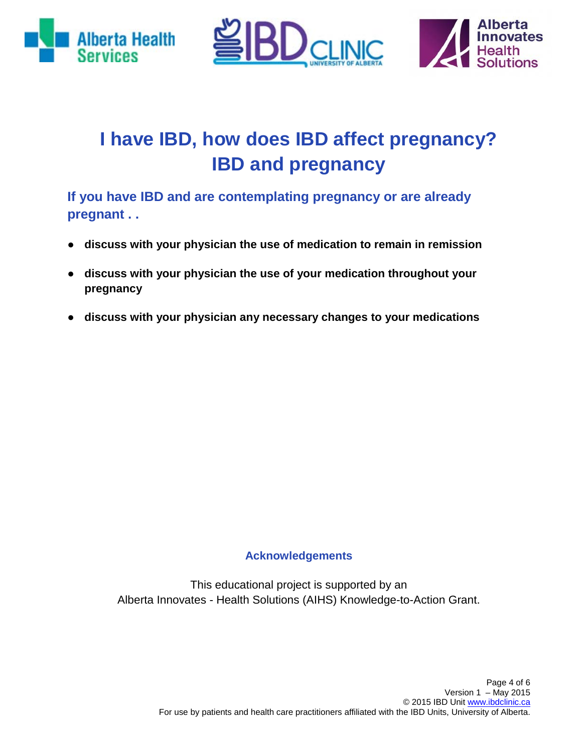# I have IBD, how does IBD affect pregnancy?
# IBD and pregnancy

## If you have IBD and are contemplating pregnancy or are already pregnant . .

- **discuss with your physician the use of medication to remain in remission**
- **discuss with your physician the use of your medication throughout your pregnancy**
- **discuss with your physician any necessary changes to your medications**

### Acknowledgements

This educational project is supported by an Alberta Innovates - Health Solutions (AIHS) Knowledge-to-Action Grant.

Version 1 – May 2015
© 2015 IBD Unit www.ibdclinic.ca
For use by patients and health care practitioners affiliated with the IBD Units, University of Alberta.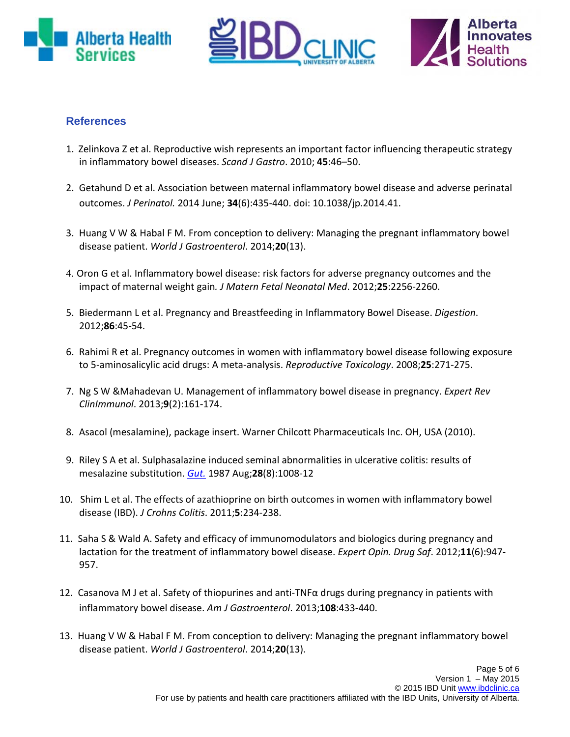## References

1. Zelinkova Z et al. Reproductive wish represents an important factor influencing therapeutic strategy in inflammatory bowel diseases. *Scand J Gastro*. 2010; **45**:46–50.

2. Getahund D et al. Association between maternal inflammatory bowel disease and adverse perinatal outcomes. *J Perinatol.* 2014 June; **34**(6):435-440. doi: 10.1038/jp.2014.41.

3. Huang V W & Habal F M. From conception to delivery: Managing the pregnant inflammatory bowel disease patient. *World J Gastroenterol*. 2014;**20**(13).

4. Oron G et al. Inflammatory bowel disease: risk factors for adverse pregnancy outcomes and the impact of maternal weight gain*. J Matern Fetal Neonatal Med*. 2012;**25**:2256-2260.

5. Biedermann L et al. Pregnancy and Breastfeeding in Inflammatory Bowel Disease. *Digestion*. 2012;**86**:45-54.

6. Rahimi R et al. Pregnancy outcomes in women with inflammatory bowel disease following exposure to 5-aminosalicylic acid drugs: A meta-analysis. *Reproductive Toxicology*. 2008;**25**:271-275.

7. Ng S W &Mahadevan U. Management of inflammatory bowel disease in pregnancy. *Expert Rev ClinImmunol*. 2013;**9**(2):161-174.

8. Asacol (mesalamine), package insert. Warner Chilcott Pharmaceuticals Inc. OH, USA (2010).

9. Riley S A et al. Sulphasalazine induced seminal abnormalities in ulcerative colitis: results of mesalazine substitution. *Gut.* 1987 Aug;**28**(8):1008-12

10. Shim L et al. The effects of azathioprine on birth outcomes in women with inflammatory bowel disease (IBD). *J Crohns Colitis*. 2011;**5**:234-238.

11. Saha S & Wald A. Safety and efficacy of immunomodulators and biologics during pregnancy and lactation for the treatment of inflammatory bowel disease. *Expert Opin. Drug Saf*. 2012;**11**(6):947-957.

12. Casanova M J et al. Safety of thiopurines and anti-TNFα drugs during pregnancy in patients with inflammatory bowel disease. *Am J Gastroenterol*. 2013;**108**:433-440.

13. Huang V W & Habal F M. From conception to delivery: Managing the pregnant inflammatory bowel disease patient. *World J Gastroenterol*. 2014;**20**(13).

Version 1 – May 2015
© 2015 IBD Unit www.ibdclinic.ca
For use by patients and health care practitioners affiliated with the IBD Units, University of Alberta.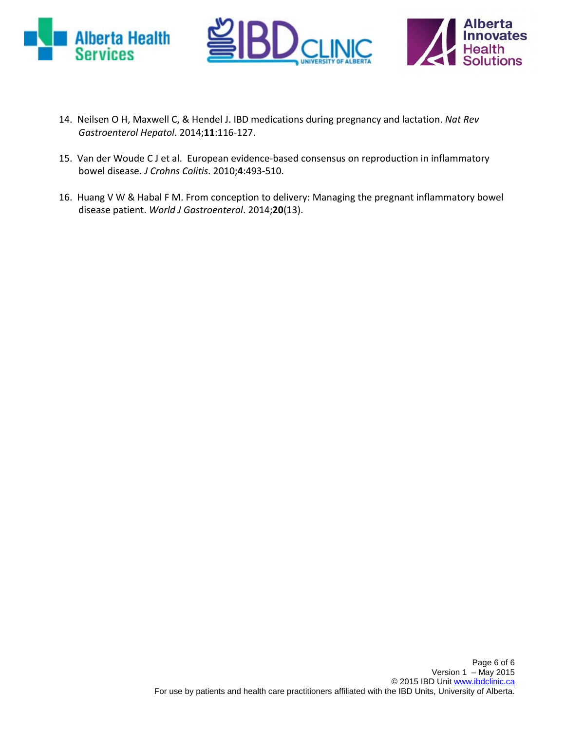14. Neilsen O H, Maxwell C, & Hendel J. IBD medications during pregnancy and lactation. *Nat Rev Gastroenterol Hepatol*. 2014;**11**:116-127.

15. Van der Woude C J et al. European evidence-based consensus on reproduction in inflammatory bowel disease. *J Crohns Colitis*. 2010;**4**:493-510.

16. Huang V W & Habal F M. From conception to delivery: Managing the pregnant inflammatory bowel disease patient. *World J Gastroenterol*. 2014;**20**(13).